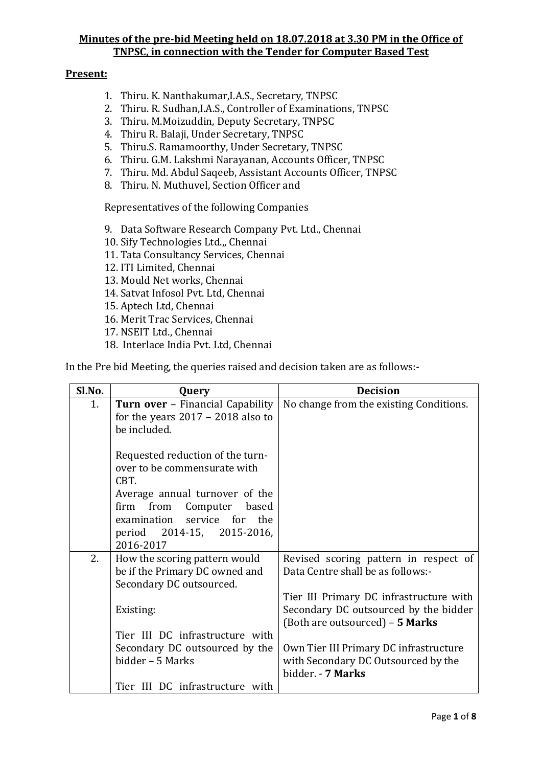**Minutes of the pre-bid Meeting held on 18.07.2018 at 3.30 PM in the Office of TNPSC, in connection with the Tender for Computer Based Test**

**Present:**

1. Thiru. K. Nanthakumar,I.A.S., Secretary, TNPSC
2. Thiru. R. Sudhan,I.A.S., Controller of Examinations, TNPSC
3. Thiru. M.Moizuddin, Deputy Secretary, TNPSC
4. Thiru R. Balaji, Under Secretary, TNPSC
5. Thiru.S. Ramamoorthy, Under Secretary, TNPSC
6. Thiru. G.M. Lakshmi Narayanan, Accounts Officer, TNPSC
7. Thiru. Md. Abdul Saqeeb, Assistant Accounts Officer, TNPSC
8. Thiru. N. Muthuvel, Section Officer and

Representatives of the following Companies

9. Data Software Research Company Pvt. Ltd., Chennai
10. Sify Technologies Ltd.,, Chennai
11. Tata Consultancy Services, Chennai
12. ITI Limited, Chennai
13. Mould Net works, Chennai
14. Satvat Infosol Pvt. Ltd, Chennai
15. Aptech Ltd, Chennai
16. Merit Trac Services, Chennai
17. NSEIT Ltd., Chennai
18. Interlace India Pvt. Ltd, Chennai

In the Pre bid Meeting, the queries raised and decision taken are as follows:-

| Sl.No. | Query | Decision |
|---|---|---|
| 1. | **Turn over** – Financial Capability for the years 2017 – 2018 also to be included.<br><br>Requested reduction of the turn-over to be commensurate with CBT.<br>Average annual turnover of the firm from Computer based examination service for the period 2014-15, 2015-2016, 2016-2017 | No change from the existing Conditions. |
| 2. | How the scoring pattern would be if the Primary DC owned and Secondary DC outsourced.<br><br>Existing:<br><br>Tier III DC infrastructure with Secondary DC outsourced by the bidder – 5 Marks<br><br>Tier III DC infrastructure with | Revised scoring pattern in respect of Data Centre shall be as follows:-<br><br>Tier III Primary DC infrastructure with Secondary DC outsourced by the bidder (Both are outsourced) – **5 Marks**<br><br>Own Tier III Primary DC infrastructure with Secondary DC Outsourced by the bidder. - **7 Marks** |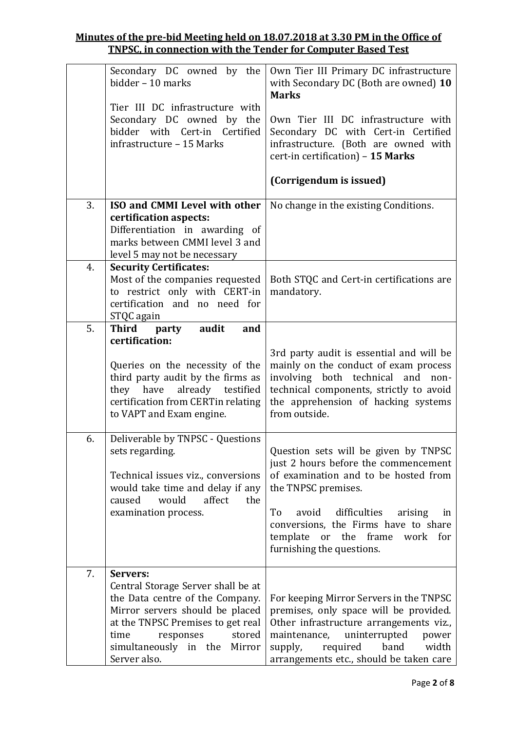**Minutes of the pre-bid Meeting held on 18.07.2018 at 3.30 PM in the Office of TNPSC, in connection with the Tender for Computer Based Test**

| | | |
|---|---|---|
| | Secondary DC owned by the bidder – 10 marks<br><br>Tier III DC infrastructure with Secondary DC owned by the bidder with Cert-in Certified infrastructure – 15 Marks | Own Tier III Primary DC infrastructure with Secondary DC (Both are owned) **10 Marks**<br><br>Own Tier III DC infrastructure with Secondary DC with Cert-in Certified infrastructure. (Both are owned with cert-in certification) – **15 Marks**<br><br>**(Corrigendum is issued)** |
| 3. | **ISO and CMMI Level with other certification aspects:**<br>Differentiation in awarding of marks between CMMI level 3 and level 5 may not be necessary | No change in the existing Conditions. |
| 4. | **Security Certificates:**<br>Most of the companies requested to restrict only with CERT-in certification and no need for STQC again | Both STQC and Cert-in certifications are mandatory. |
| 5. | **Third party audit and certification:**<br><br>Queries on the necessity of the third party audit by the firms as they have already testified certification from CERTin relating to VAPT and Exam engine. | 3rd party audit is essential and will be mainly on the conduct of exam process involving both technical and non-technical components, strictly to avoid the apprehension of hacking systems from outside. |
| 6. | Deliverable by TNPSC - Questions sets regarding.<br><br>Technical issues viz., conversions would take time and delay if any caused would affect the examination process. | Question sets will be given by TNPSC just 2 hours before the commencement of examination and to be hosted from the TNPSC premises.<br><br>To avoid difficulties arising in conversions, the Firms have to share template or the frame work for furnishing the questions. |
| 7. | **Servers:**<br>Central Storage Server shall be at the Data centre of the Company. Mirror servers should be placed at the TNPSC Premises to get real time responses stored simultaneously in the Mirror Server also. | For keeping Mirror Servers in the TNPSC premises, only space will be provided. Other infrastructure arrangements viz., maintenance, uninterrupted power supply, required band width arrangements etc., should be taken care |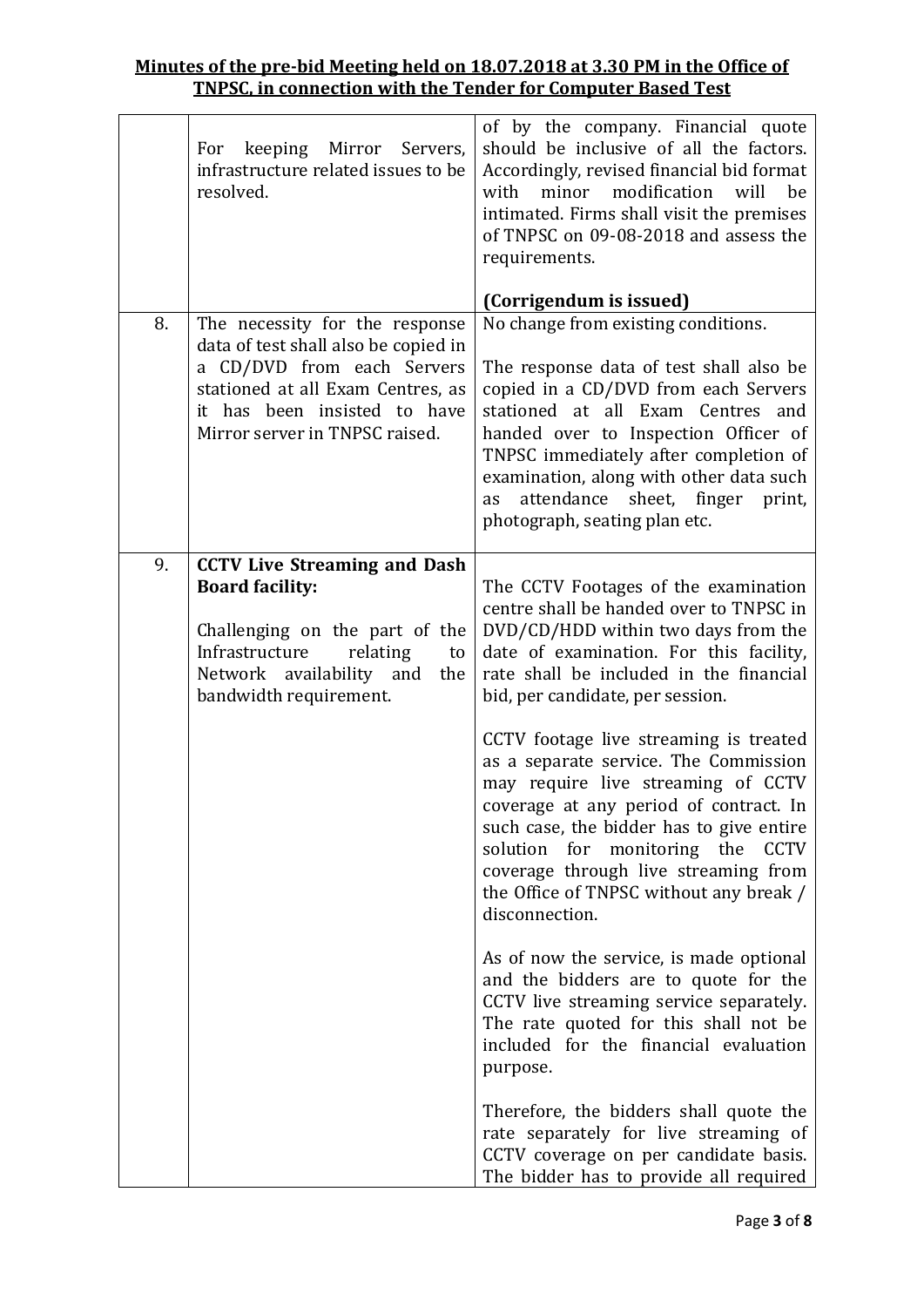**Minutes of the pre-bid Meeting held on 18.07.2018 at 3.30 PM in the Office of TNPSC, in connection with the Tender for Computer Based Test**

| | | |
|---|---|---|
| | For keeping Mirror Servers, infrastructure related issues to be resolved. | of by the company. Financial quote should be inclusive of all the factors. Accordingly, revised financial bid format with minor modification will be intimated. Firms shall visit the premises of TNPSC on 09-08-2018 and assess the requirements.<br><br>**(Corrigendum is issued)** |
| 8. | The necessity for the response data of test shall also be copied in a CD/DVD from each Servers stationed at all Exam Centres, as it has been insisted to have Mirror server in TNPSC raised. | No change from existing conditions.<br><br>The response data of test shall also be copied in a CD/DVD from each Servers stationed at all Exam Centres and handed over to Inspection Officer of TNPSC immediately after completion of examination, along with other data such as attendance sheet, finger print, photograph, seating plan etc. |
| 9. | **CCTV Live Streaming and Dash Board facility:**<br><br>Challenging on the part of the Infrastructure relating to Network availability and the bandwidth requirement. | The CCTV Footages of the examination centre shall be handed over to TNPSC in DVD/CD/HDD within two days from the date of examination. For this facility, rate shall be included in the financial bid, per candidate, per session.<br><br>CCTV footage live streaming is treated as a separate service. The Commission may require live streaming of CCTV coverage at any period of contract. In such case, the bidder has to give entire solution for monitoring the CCTV coverage through live streaming from the Office of TNPSC without any break / disconnection.<br><br>As of now the service, is made optional and the bidders are to quote for the CCTV live streaming service separately. The rate quoted for this shall not be included for the financial evaluation purpose.<br><br>Therefore, the bidders shall quote the rate separately for live streaming of CCTV coverage on per candidate basis. The bidder has to provide all required |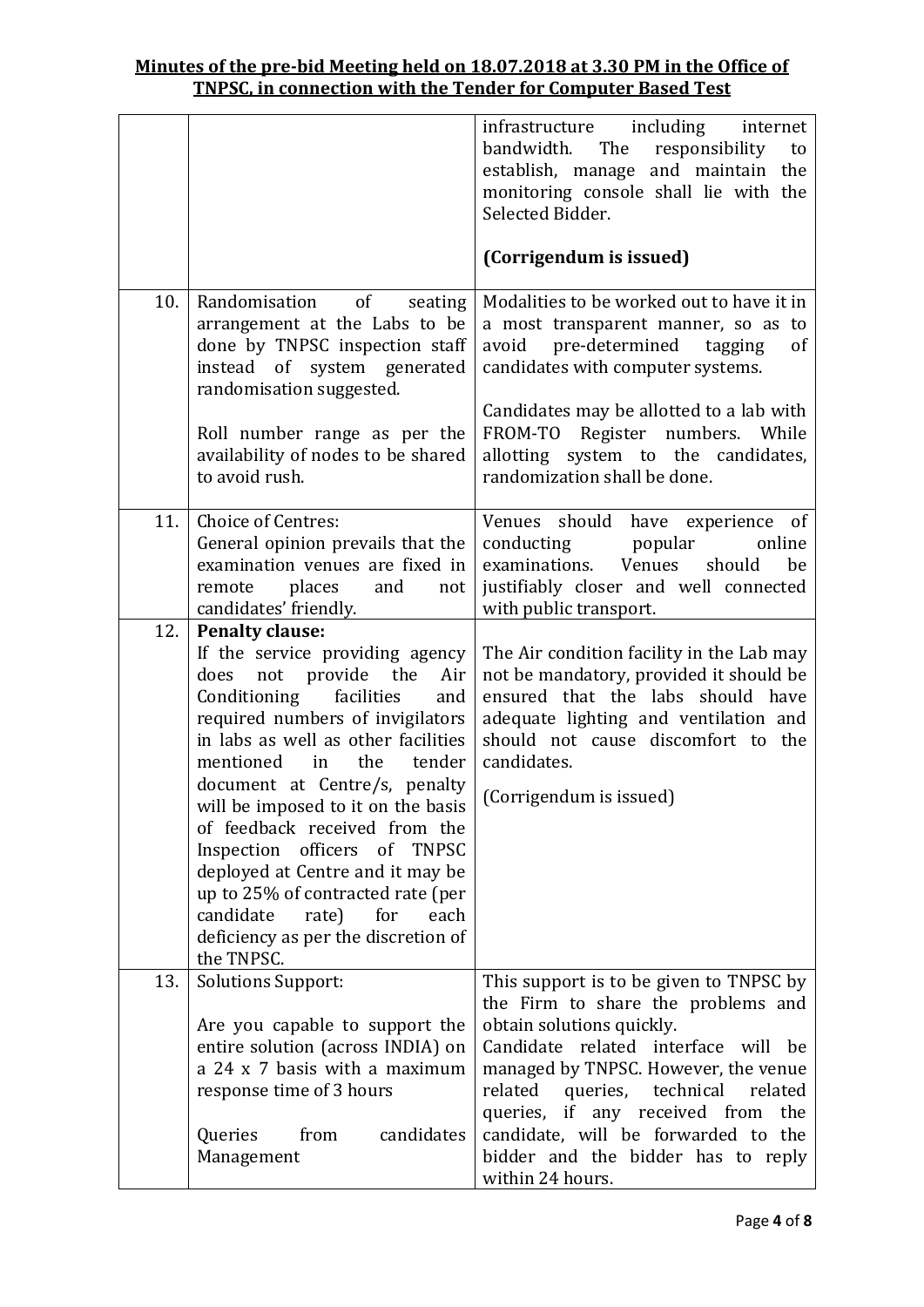**Minutes of the pre-bid Meeting held on 18.07.2018 at 3.30 PM in the Office of TNPSC, in connection with the Tender for Computer Based Test**

| | | |
|---|---|---|
| | | infrastructure including internet bandwidth. The responsibility to establish, manage and maintain the monitoring console shall lie with the Selected Bidder.<br><br>**(Corrigendum is issued)** |
| 10. | Randomisation of seating arrangement at the Labs to be done by TNPSC inspection staff instead of system generated randomisation suggested.<br><br>Roll number range as per the availability of nodes to be shared to avoid rush. | Modalities to be worked out to have it in a most transparent manner, so as to avoid pre-determined tagging of candidates with computer systems.<br><br>Candidates may be allotted to a lab with FROM-TO Register numbers. While allotting system to the candidates, randomization shall be done. |
| 11. | Choice of Centres:<br>General opinion prevails that the examination venues are fixed in remote places and not candidates' friendly. | Venues should have experience of conducting popular online examinations. Venues should be justifiably closer and well connected with public transport. |
| 12. | **Penalty clause:**<br>If the service providing agency does not provide the Air Conditioning facilities and required numbers of invigilators in labs as well as other facilities mentioned in the tender document at Centre/s, penalty will be imposed to it on the basis of feedback received from the Inspection officers of TNPSC deployed at Centre and it may be up to 25% of contracted rate (per candidate rate) for each deficiency as per the discretion of the TNPSC. | The Air condition facility in the Lab may not be mandatory, provided it should be ensured that the labs should have adequate lighting and ventilation and should not cause discomfort to the candidates.<br><br>(Corrigendum is issued) |
| 13. | Solutions Support:<br><br>Are you capable to support the entire solution (across INDIA) on a 24 x 7 basis with a maximum response time of 3 hours<br><br>Queries from candidates Management | This support is to be given to TNPSC by the Firm to share the problems and obtain solutions quickly.<br>Candidate related interface will be managed by TNPSC. However, the venue related queries, technical related queries, if any received from the candidate, will be forwarded to the bidder and the bidder has to reply within 24 hours. |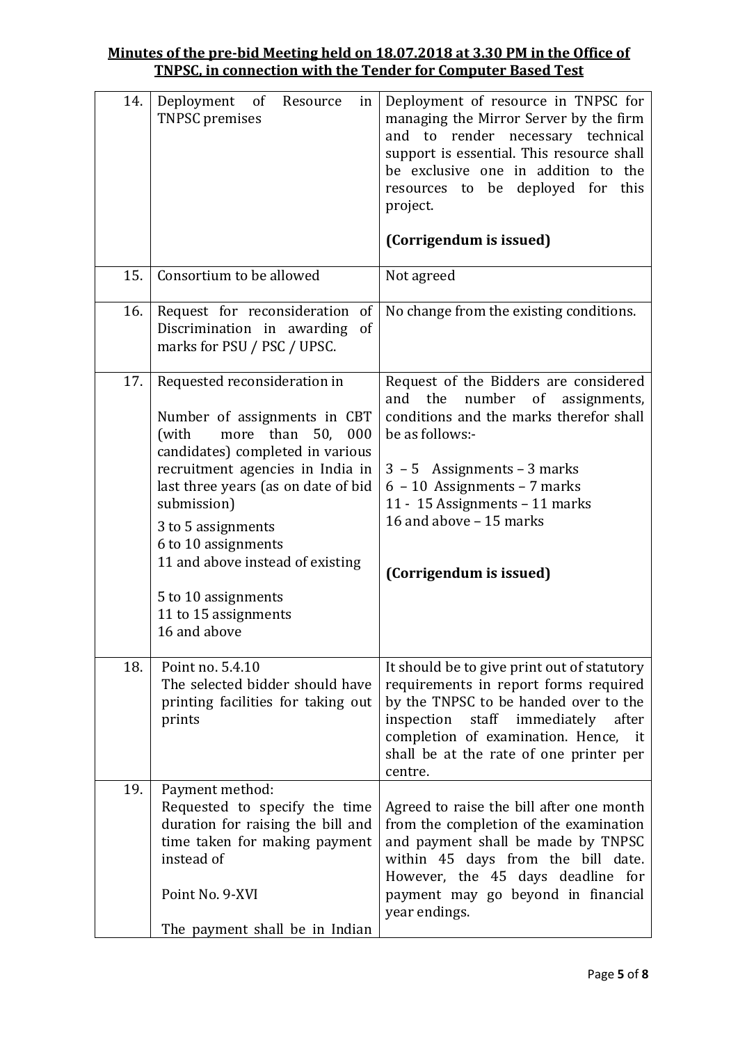**Minutes of the pre-bid Meeting held on 18.07.2018 at 3.30 PM in the Office of TNPSC, in connection with the Tender for Computer Based Test**

| | | |
|---|---|---|
| 14. | Deployment of Resource in TNPSC premises | Deployment of resource in TNPSC for managing the Mirror Server by the firm and to render necessary technical support is essential. This resource shall be exclusive one in addition to the resources to be deployed for this project.<br><br>**(Corrigendum is issued)** |
| 15. | Consortium to be allowed | Not agreed |
| 16. | Request for reconsideration of Discrimination in awarding of marks for PSU / PSC / UPSC. | No change from the existing conditions. |
| 17. | Requested reconsideration in<br><br>Number of assignments in CBT (with more than 50, 000 candidates) completed in various recruitment agencies in India in last three years (as on date of bid submission)<br><br>3 to 5 assignments<br>6 to 10 assignments<br>11 and above instead of existing<br><br>5 to 10 assignments<br>11 to 15 assignments<br>16 and above | Request of the Bidders are considered and the number of assignments, conditions and the marks therefor shall be as follows:-<br><br>3 – 5 Assignments – 3 marks<br>6 – 10 Assignments – 7 marks<br>11 - 15 Assignments – 11 marks<br>16 and above – 15 marks<br><br>**(Corrigendum is issued)** |
| 18. | Point no. 5.4.10<br>The selected bidder should have printing facilities for taking out prints | It should be to give print out of statutory requirements in report forms required by the TNPSC to be handed over to the inspection staff immediately after completion of examination. Hence, it shall be at the rate of one printer per centre. |
| 19. | Payment method:<br>Requested to specify the time duration for raising the bill and time taken for making payment instead of<br><br>Point No. 9-XVI<br><br>The payment shall be in Indian | Agreed to raise the bill after one month from the completion of the examination and payment shall be made by TNPSC within 45 days from the bill date. However, the 45 days deadline for payment may go beyond in financial year endings. |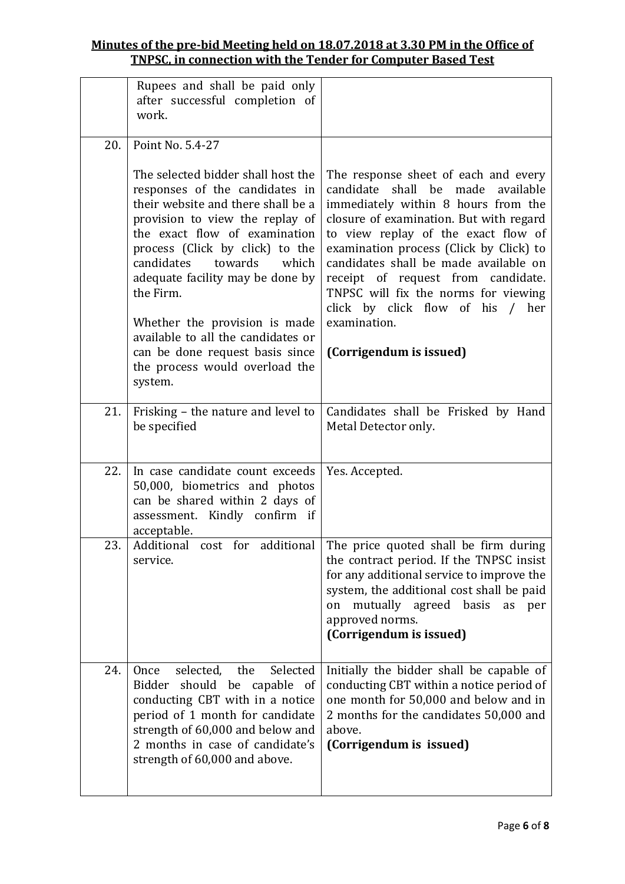**Minutes of the pre-bid Meeting held on 18.07.2018 at 3.30 PM in the Office of TNPSC, in connection with the Tender for Computer Based Test**

| | | |
|---|---|---|
| | Rupees and shall be paid only after successful completion of work. | |
| 20. | Point No. 5.4-27<br><br>The selected bidder shall host the responses of the candidates in their website and there shall be a provision to view the replay of the exact flow of examination process (Click by click) to the candidates towards which adequate facility may be done by the Firm.<br><br>Whether the provision is made available to all the candidates or can be done request basis since the process would overload the system. | The response sheet of each and every candidate shall be made available immediately within 8 hours from the closure of examination. But with regard to view replay of the exact flow of examination process (Click by Click) to candidates shall be made available on receipt of request from candidate. TNPSC will fix the norms for viewing click by click flow of his / her examination.<br><br>**(Corrigendum is issued)** |
| 21. | Frisking – the nature and level to be specified | Candidates shall be Frisked by Hand Metal Detector only. |
| 22. | In case candidate count exceeds 50,000, biometrics and photos can be shared within 2 days of assessment. Kindly confirm if acceptable. | Yes. Accepted. |
| 23. | Additional cost for additional service. | The price quoted shall be firm during the contract period. If the TNPSC insist for any additional service to improve the system, the additional cost shall be paid on mutually agreed basis as per approved norms.<br>**(Corrigendum is issued)** |
| 24. | Once selected, the Selected Bidder should be capable of conducting CBT with in a notice period of 1 month for candidate strength of 60,000 and below and 2 months in case of candidate's strength of 60,000 and above. | Initially the bidder shall be capable of conducting CBT within a notice period of one month for 50,000 and below and in 2 months for the candidates 50,000 and above.<br>**(Corrigendum is issued)** |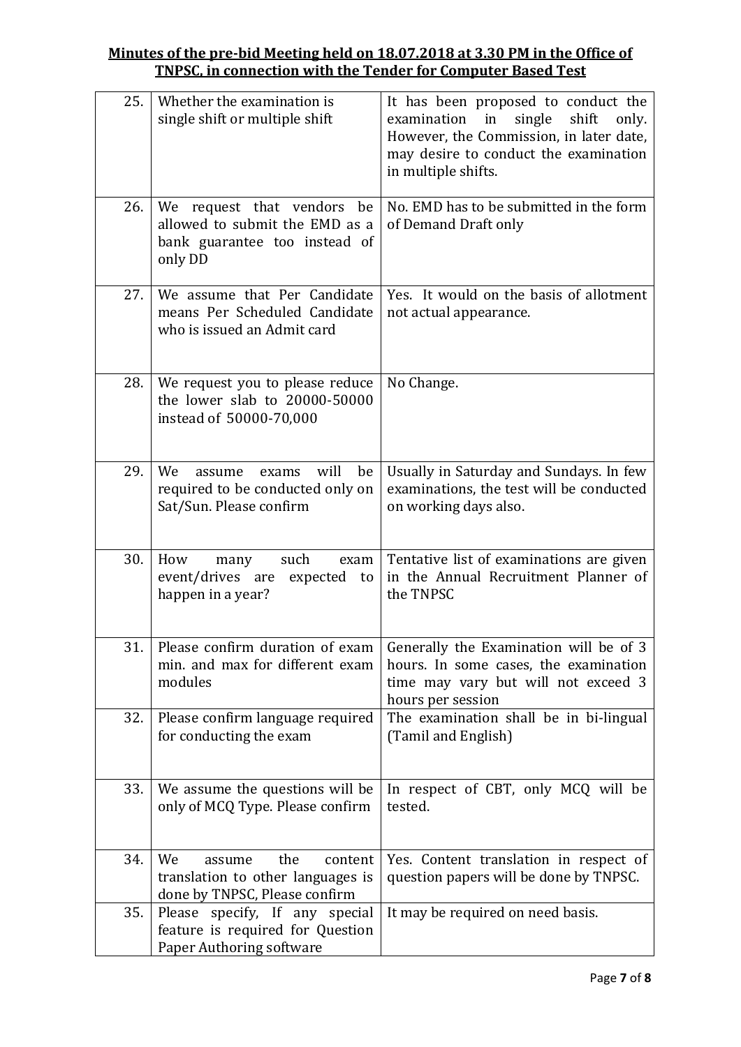**Minutes of the pre-bid Meeting held on 18.07.2018 at 3.30 PM in the Office of TNPSC, in connection with the Tender for Computer Based Test**

| | | |
|---|---|---|
| 25. | Whether the examination is single shift or multiple shift | It has been proposed to conduct the examination in single shift only. However, the Commission, in later date, may desire to conduct the examination in multiple shifts. |
| 26. | We request that vendors be allowed to submit the EMD as a bank guarantee too instead of only DD | No. EMD has to be submitted in the form of Demand Draft only |
| 27. | We assume that Per Candidate means Per Scheduled Candidate who is issued an Admit card | Yes. It would on the basis of allotment not actual appearance. |
| 28. | We request you to please reduce the lower slab to 20000-50000 instead of 50000-70,000 | No Change. |
| 29. | We assume exams will be required to be conducted only on Sat/Sun. Please confirm | Usually in Saturday and Sundays. In few examinations, the test will be conducted on working days also. |
| 30. | How many such exam event/drives are expected to happen in a year? | Tentative list of examinations are given in the Annual Recruitment Planner of the TNPSC |
| 31. | Please confirm duration of exam min. and max for different exam modules | Generally the Examination will be of 3 hours. In some cases, the examination time may vary but will not exceed 3 hours per session |
| 32. | Please confirm language required for conducting the exam | The examination shall be in bi-lingual (Tamil and English) |
| 33. | We assume the questions will be only of MCQ Type. Please confirm | In respect of CBT, only MCQ will be tested. |
| 34. | We assume the content translation to other languages is done by TNPSC, Please confirm | Yes. Content translation in respect of question papers will be done by TNPSC. |
| 35. | Please specify, If any special feature is required for Question Paper Authoring software | It may be required on need basis. |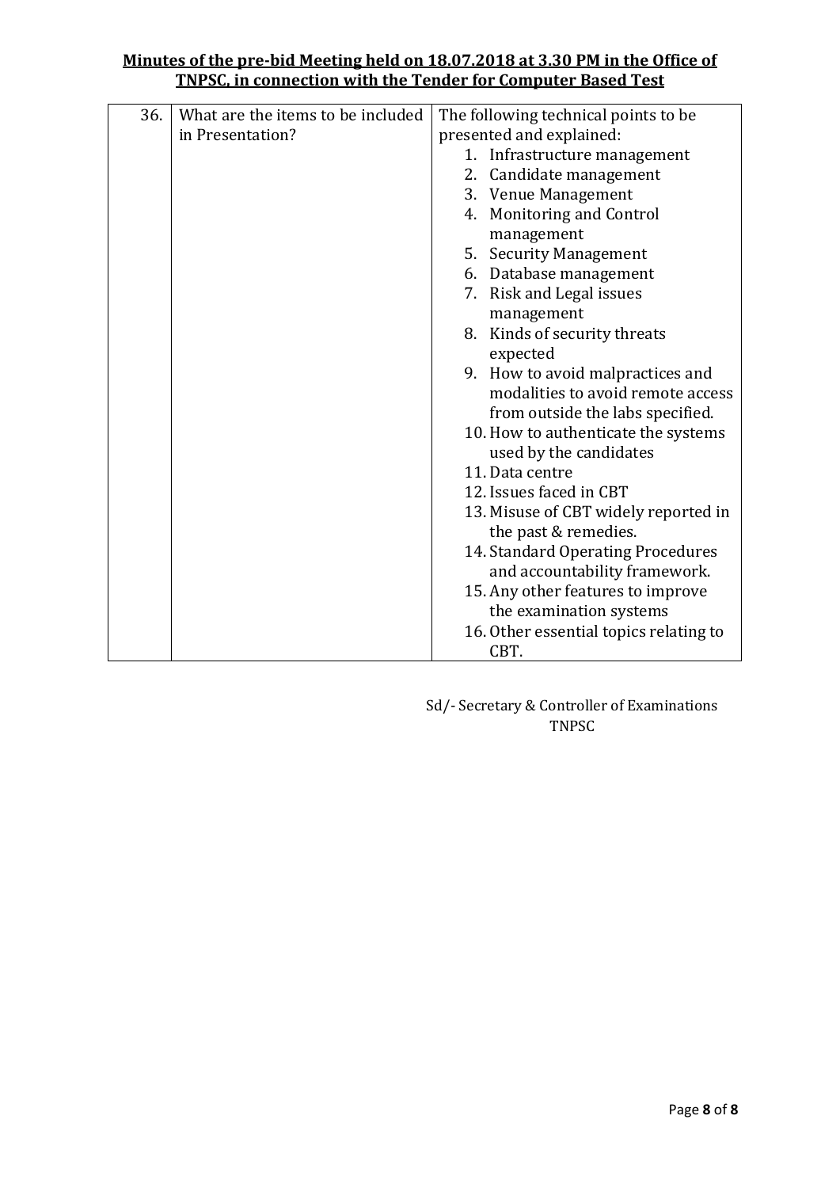**Minutes of the pre-bid Meeting held on 18.07.2018 at 3.30 PM in the Office of TNPSC, in connection with the Tender for Computer Based Test**

| | | |
|---|---|---|
| 36. | What are the items to be included in Presentation? | The following technical points to be presented and explained:<br>1. Infrastructure management<br>2. Candidate management<br>3. Venue Management<br>4. Monitoring and Control management<br>5. Security Management<br>6. Database management<br>7. Risk and Legal issues management<br>8. Kinds of security threats expected<br>9. How to avoid malpractices and modalities to avoid remote access from outside the labs specified.<br>10. How to authenticate the systems used by the candidates<br>11. Data centre<br>12. Issues faced in CBT<br>13. Misuse of CBT widely reported in the past & remedies.<br>14. Standard Operating Procedures and accountability framework.<br>15. Any other features to improve the examination systems<br>16. Other essential topics relating to CBT. |

Sd/- Secretary & Controller of Examinations
TNPSC